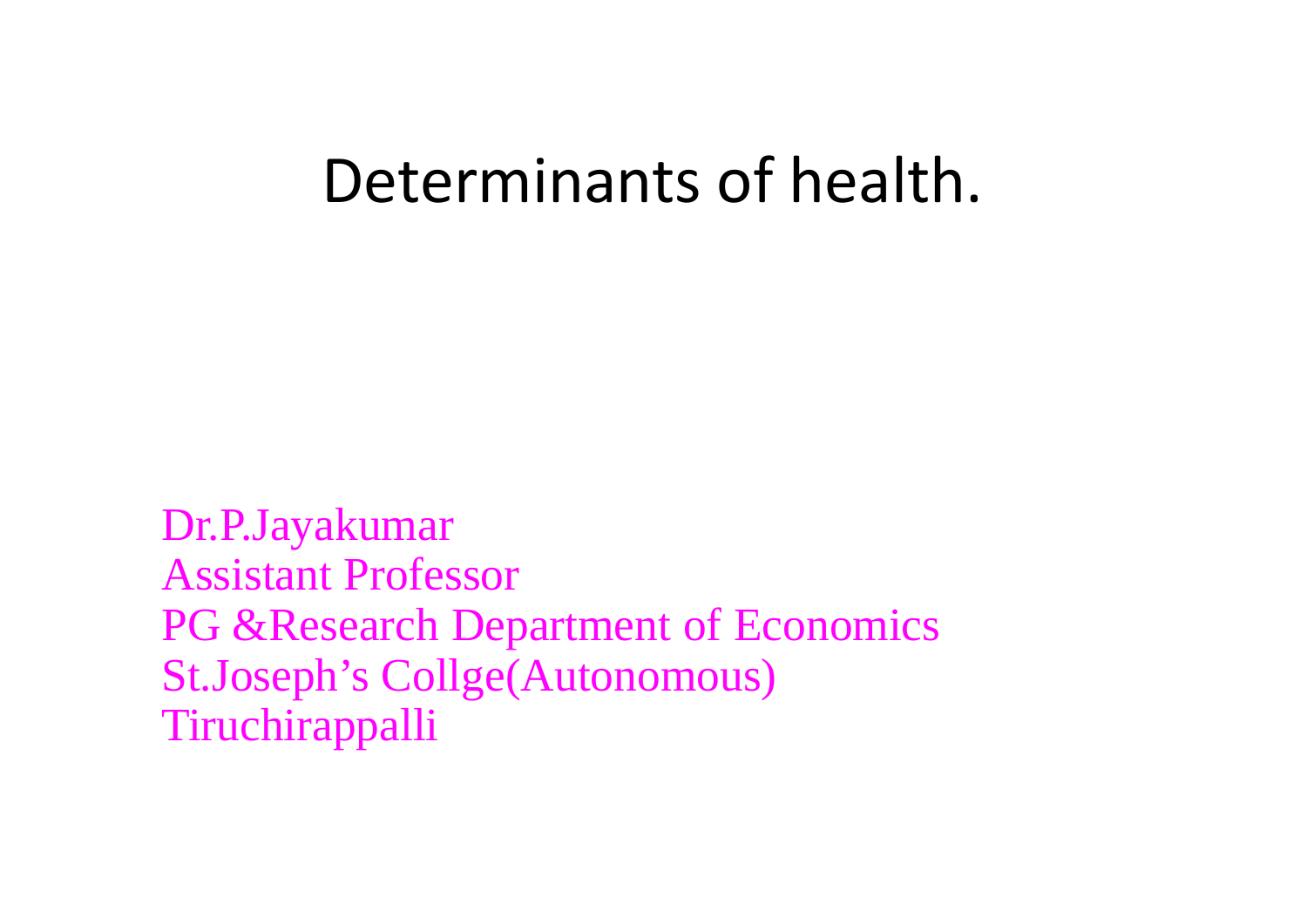# Determinants of health.

Dr.P.Jayakumar
Assistant Professor
PG &Research Department of Economics
St.Joseph's Collge(Autonomous)
Tiruchirappalli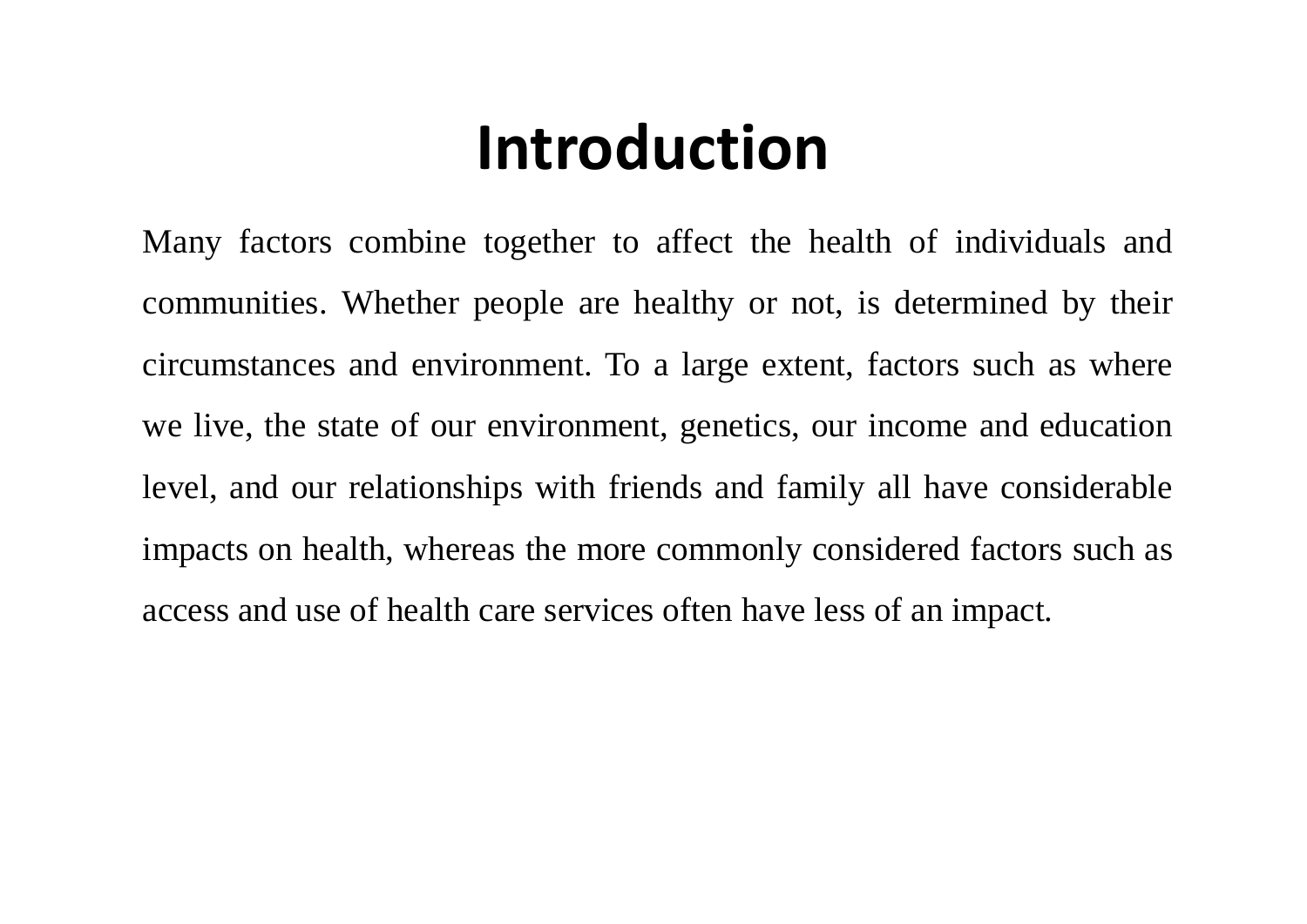# Introduction

Many factors combine together to affect the health of individuals and communities. Whether people are healthy or not, is determined by their circumstances and environment. To a large extent, factors such as where we live, the state of our environment, genetics, our income and education level, and our relationships with friends and family all have considerable impacts on health, whereas the more commonly considered factors such as access and use of health care services often have less of an impact.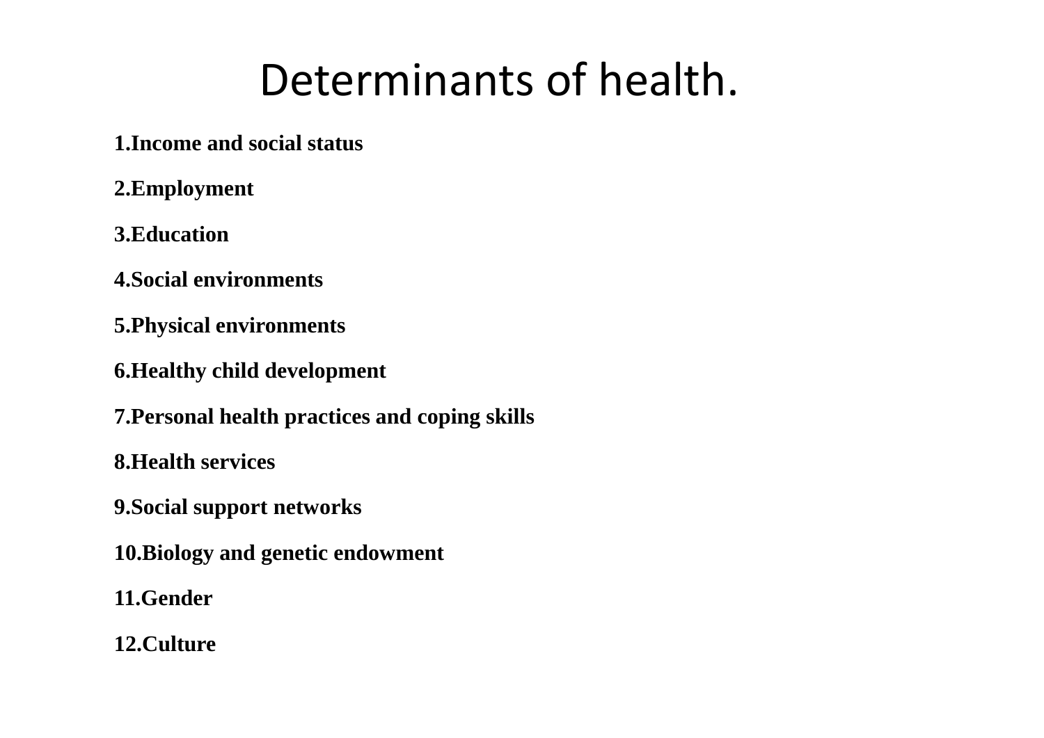# Determinants of health.

**1.Income and social status**

**2.Employment**

**3.Education**

**4.Social environments**

**5.Physical environments**

**6.Healthy child development**

**7.Personal health practices and coping skills**

**8.Health services**

**9.Social support networks**

**10.Biology and genetic endowment**

**11.Gender**

**12.Culture**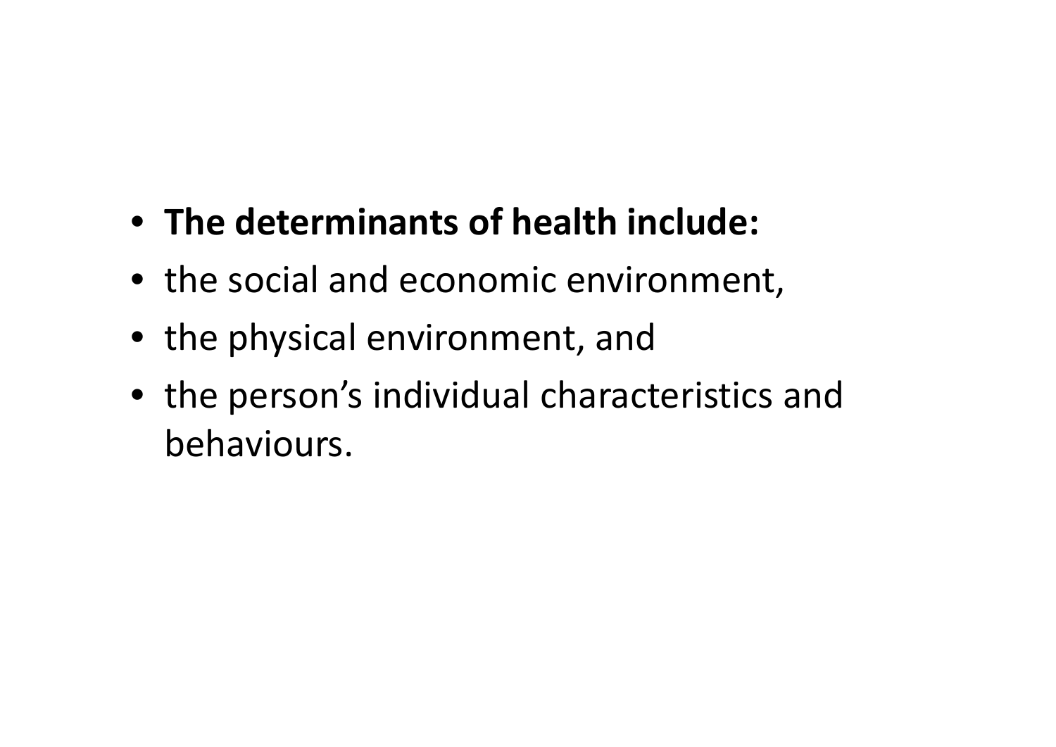- **The determinants of health include:**
- the social and economic environment,
- the physical environment, and
- the person’s individual characteristics and behaviours.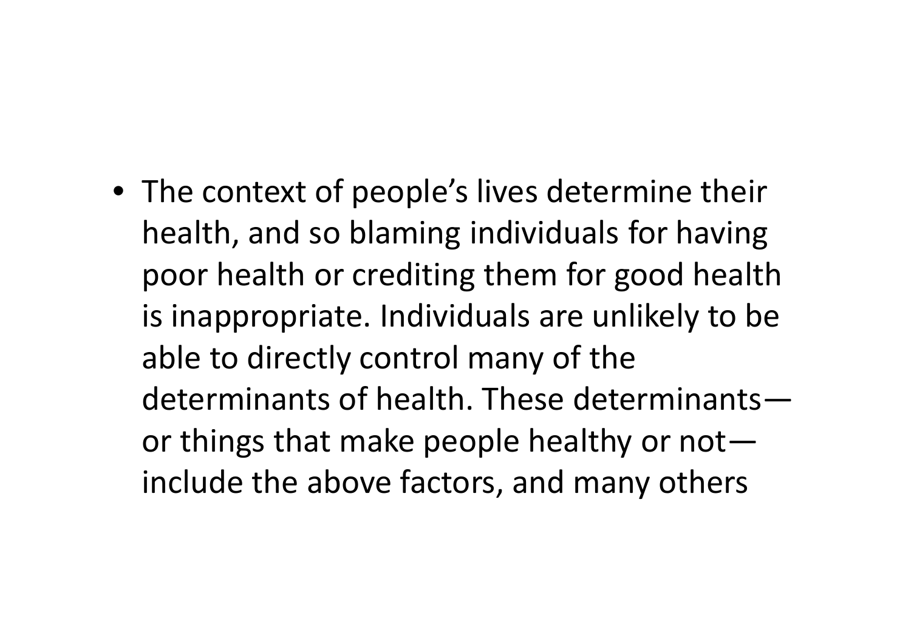- The context of people’s lives determine their health, and so blaming individuals for having poor health or crediting them for good health is inappropriate. Individuals are unlikely to be able to directly control many of the determinants of health. These determinants—or things that make people healthy or not—include the above factors, and many others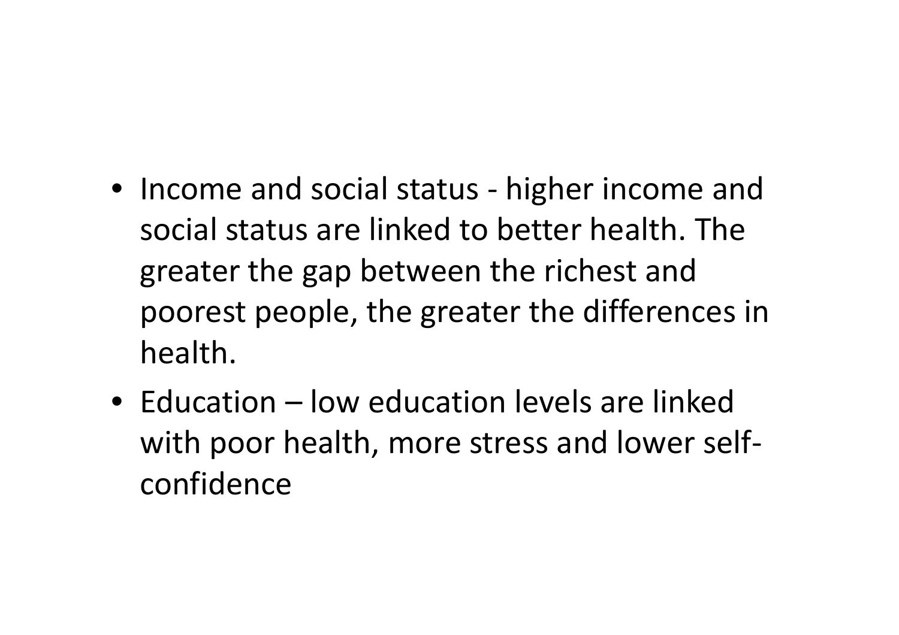- Income and social status - higher income and social status are linked to better health. The greater the gap between the richest and poorest people, the greater the differences in health.
- Education – low education levels are linked with poor health, more stress and lower self-confidence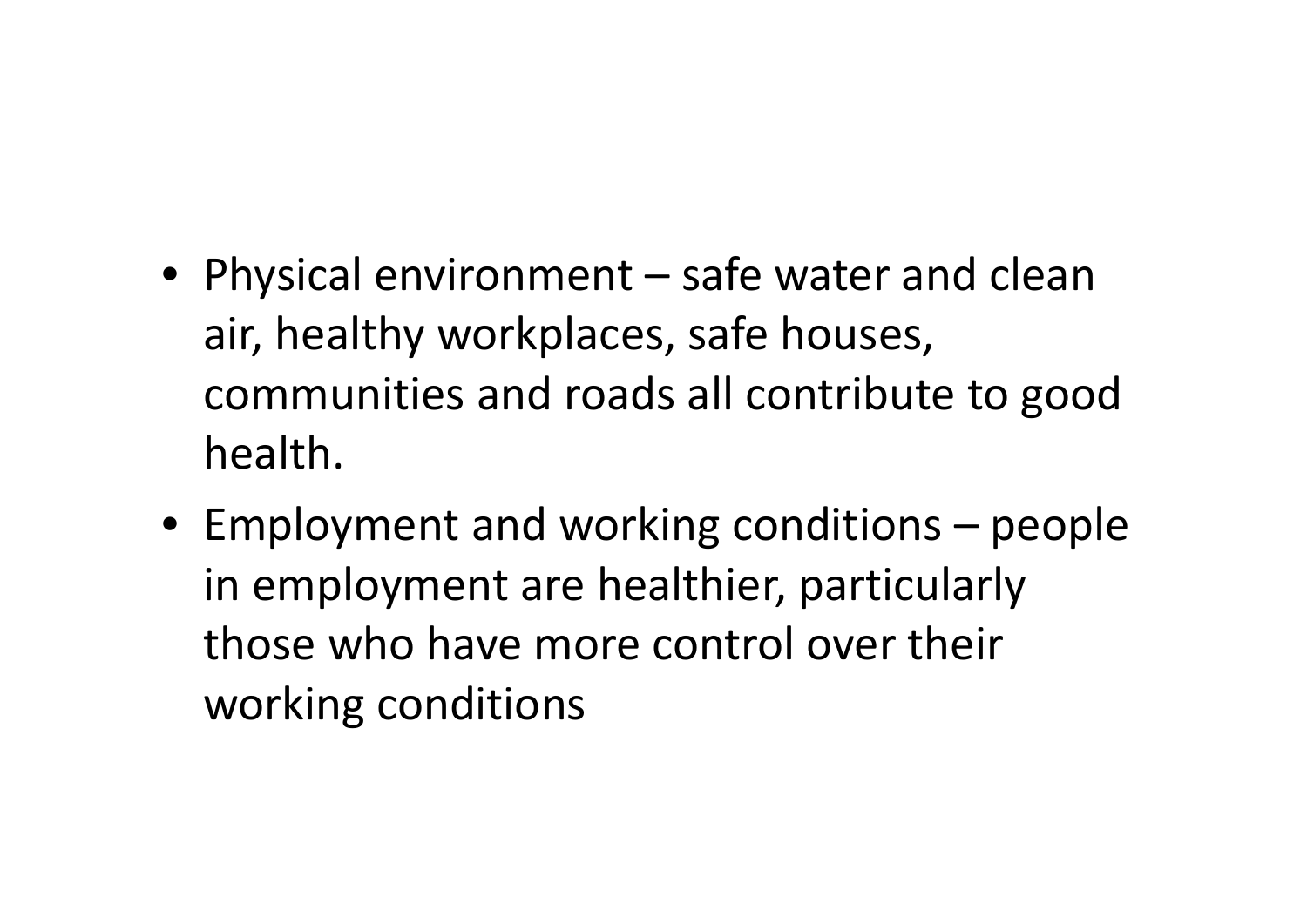- Physical environment – safe water and clean air, healthy workplaces, safe houses, communities and roads all contribute to good health.
- Employment and working conditions – people in employment are healthier, particularly those who have more control over their working conditions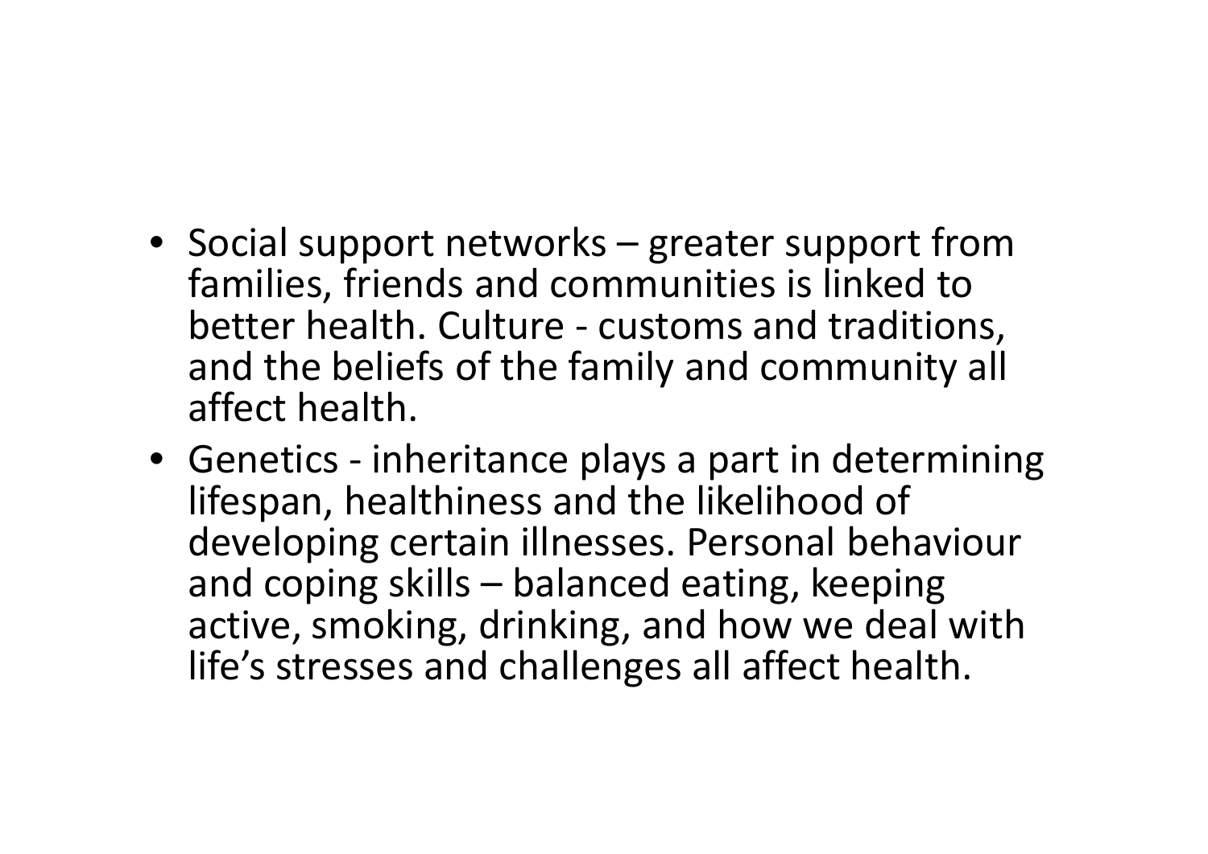- Social support networks – greater support from families, friends and communities is linked to better health. Culture - customs and traditions, and the beliefs of the family and community all affect health.
- Genetics - inheritance plays a part in determining lifespan, healthiness and the likelihood of developing certain illnesses. Personal behaviour and coping skills – balanced eating, keeping active, smoking, drinking, and how we deal with life's stresses and challenges all affect health.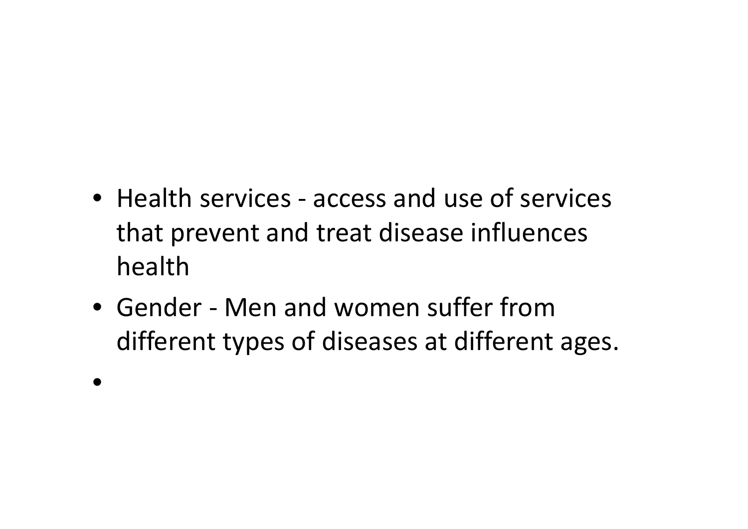- Health services - access and use of services that prevent and treat disease influences health
- Gender - Men and women suffer from different types of diseases at different ages.
-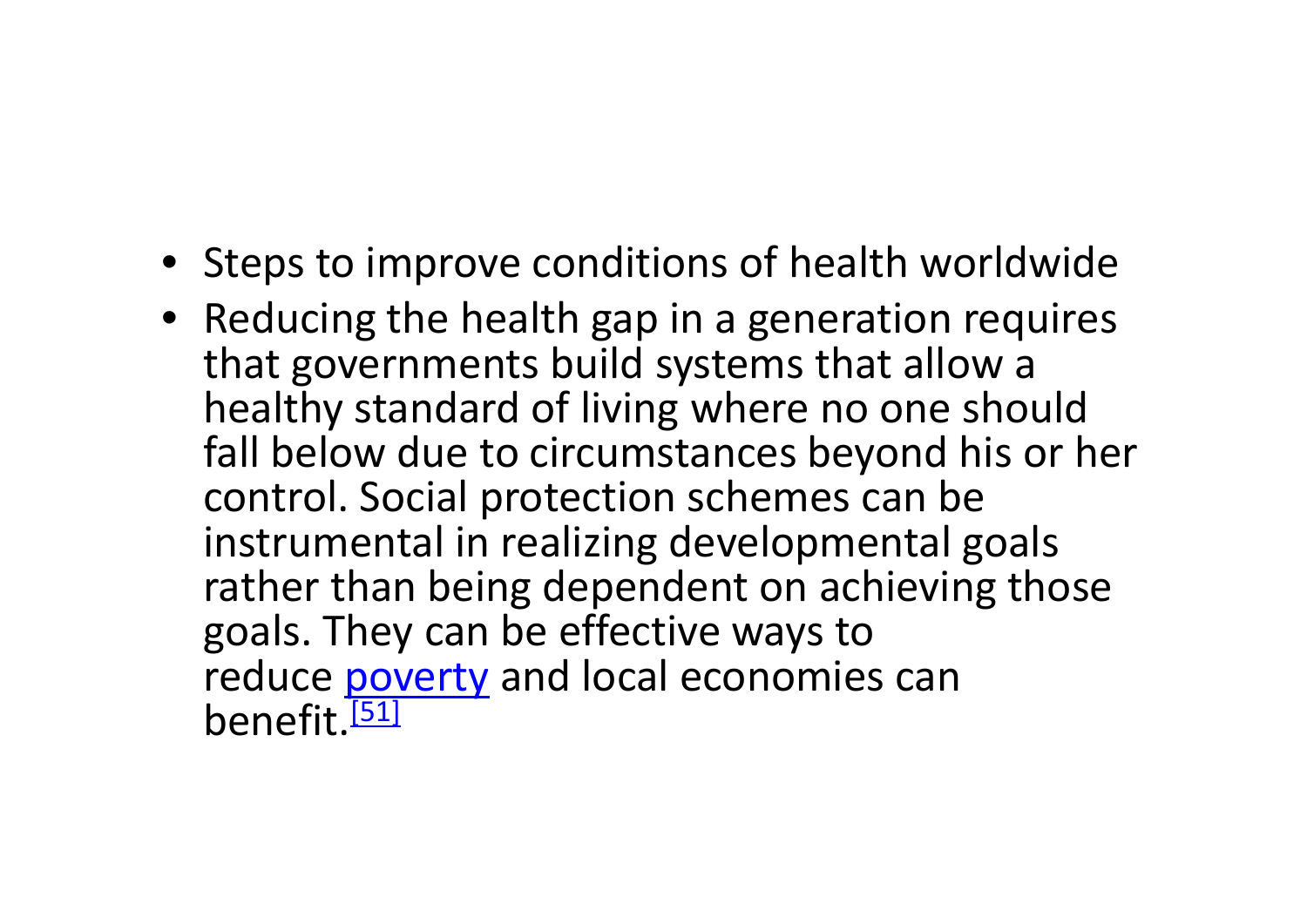- Steps to improve conditions of health worldwide
- Reducing the health gap in a generation requires that governments build systems that allow a healthy standard of living where no one should fall below due to circumstances beyond his or her control. Social protection schemes can be instrumental in realizing developmental goals rather than being dependent on achieving those goals. They can be effective ways to reduce poverty and local economies can benefit.[51]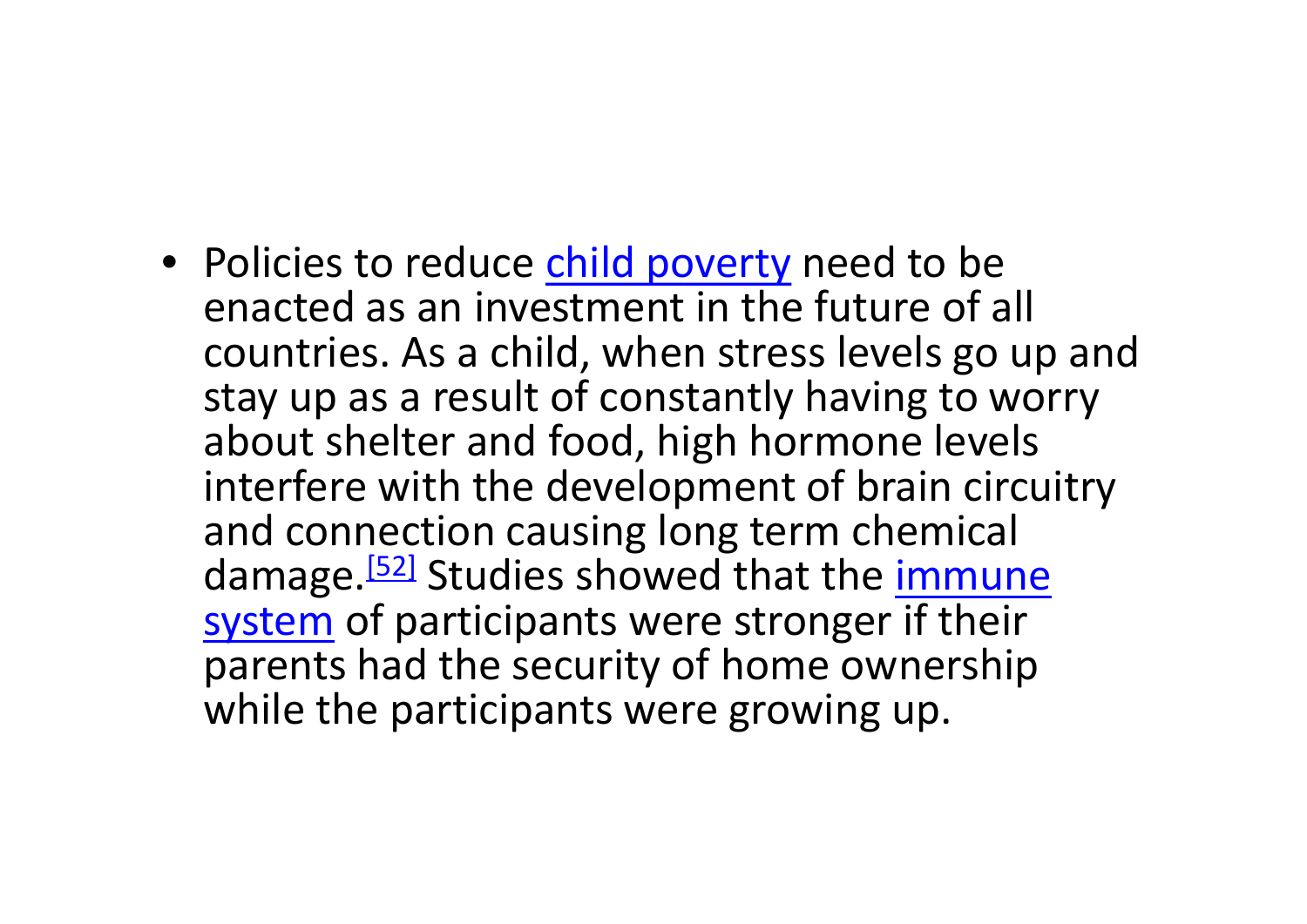- Policies to reduce child poverty need to be enacted as an investment in the future of all countries. As a child, when stress levels go up and stay up as a result of constantly having to worry about shelter and food, high hormone levels interfere with the development of brain circuitry and connection causing long term chemical damage.[52] Studies showed that the immune system of participants were stronger if their parents had the security of home ownership while the participants were growing up.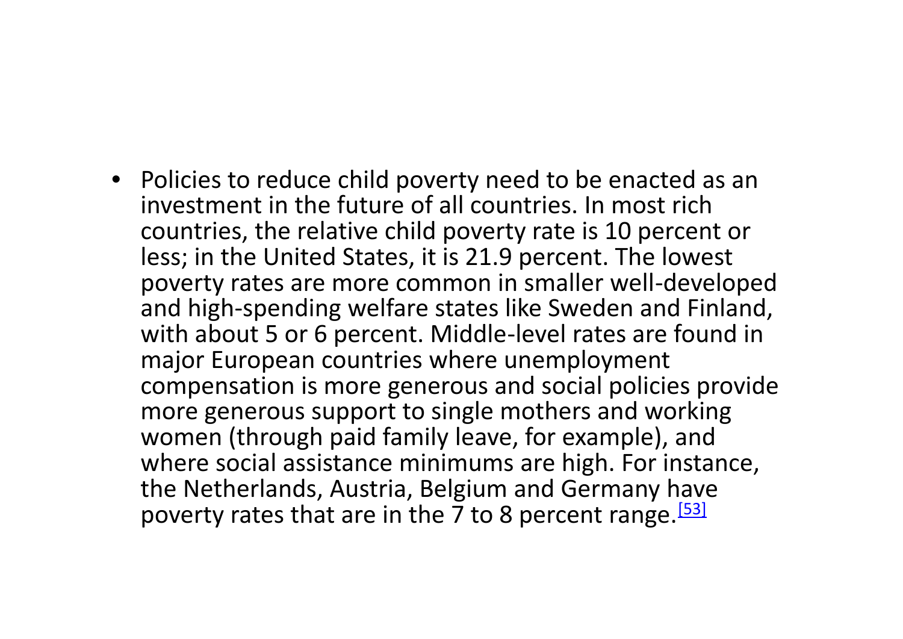- Policies to reduce child poverty need to be enacted as an investment in the future of all countries. In most rich countries, the relative child poverty rate is 10 percent or less; in the United States, it is 21.9 percent. The lowest poverty rates are more common in smaller well-developed and high-spending welfare states like Sweden and Finland, with about 5 or 6 percent. Middle-level rates are found in major European countries where unemployment compensation is more generous and social policies provide more generous support to single mothers and working women (through paid family leave, for example), and where social assistance minimums are high. For instance, the Netherlands, Austria, Belgium and Germany have poverty rates that are in the 7 to 8 percent range.[53]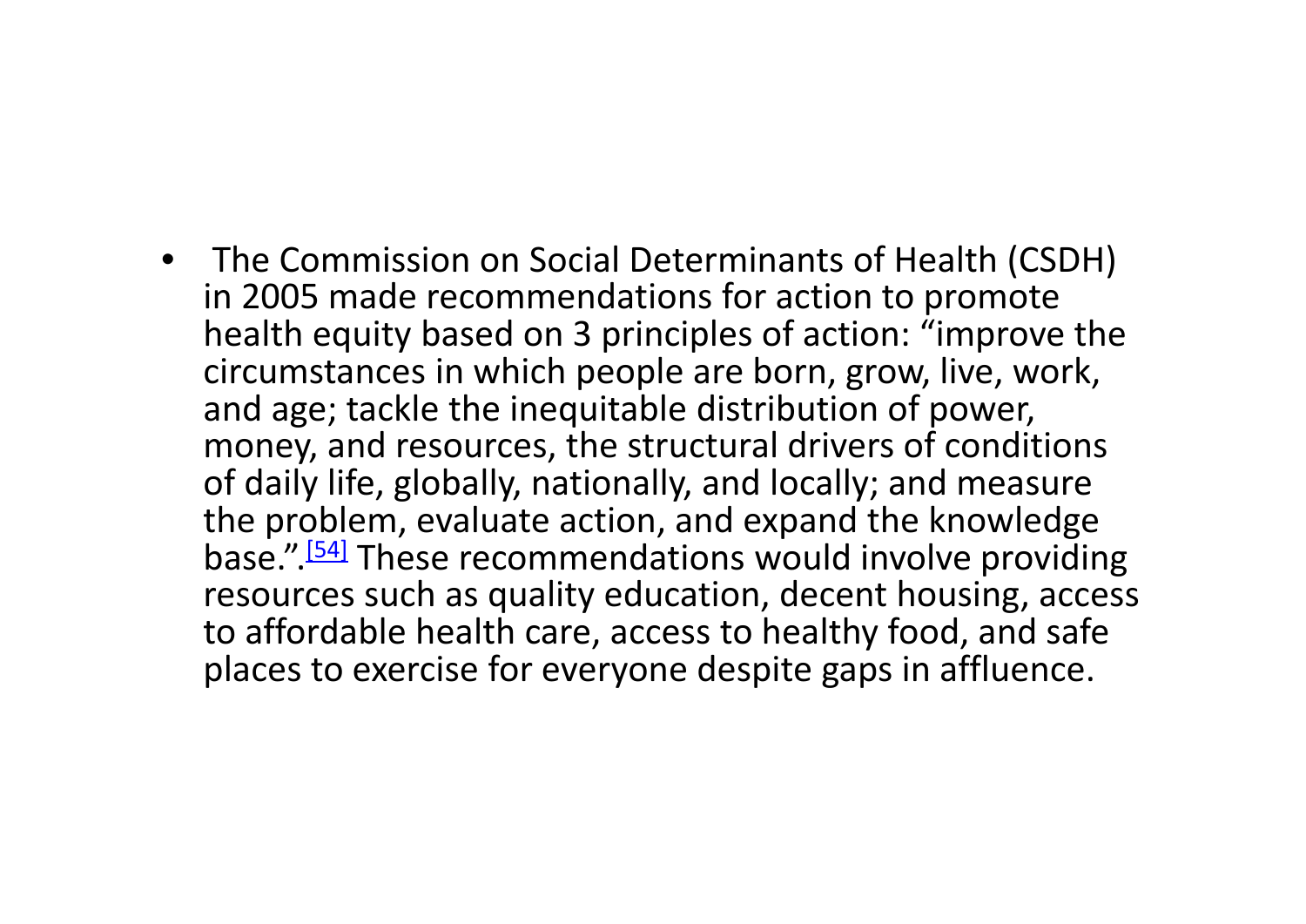- The Commission on Social Determinants of Health (CSDH) in 2005 made recommendations for action to promote health equity based on 3 principles of action: "improve the circumstances in which people are born, grow, live, work, and age; tackle the inequitable distribution of power, money, and resources, the structural drivers of conditions of daily life, globally, nationally, and locally; and measure the problem, evaluate action, and expand the knowledge base.".[54] These recommendations would involve providing resources such as quality education, decent housing, access to affordable health care, access to healthy food, and safe places to exercise for everyone despite gaps in affluence.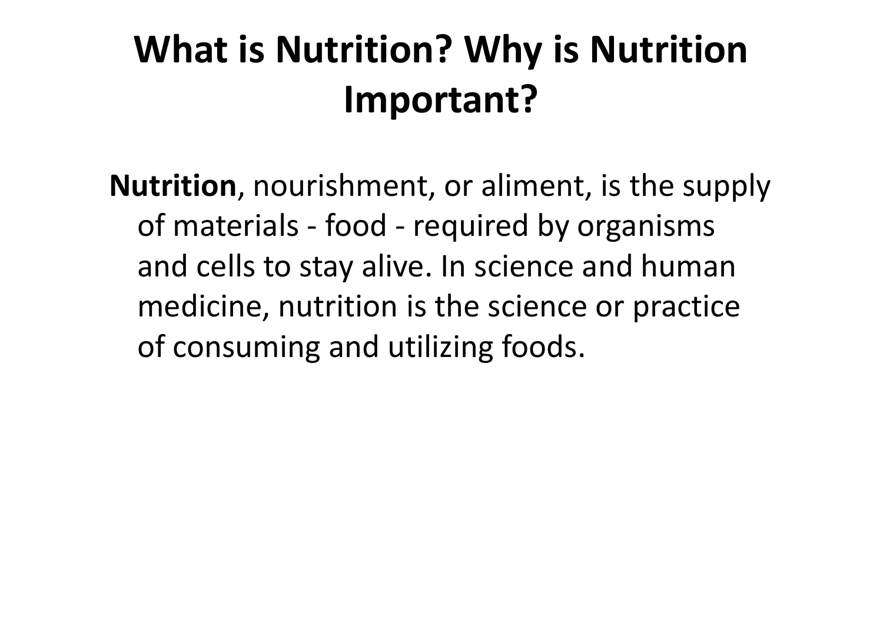# What is Nutrition? Why is Nutrition Important?

**Nutrition**, nourishment, or aliment, is the supply of materials - food - required by organisms and cells to stay alive. In science and human medicine, nutrition is the science or practice of consuming and utilizing foods.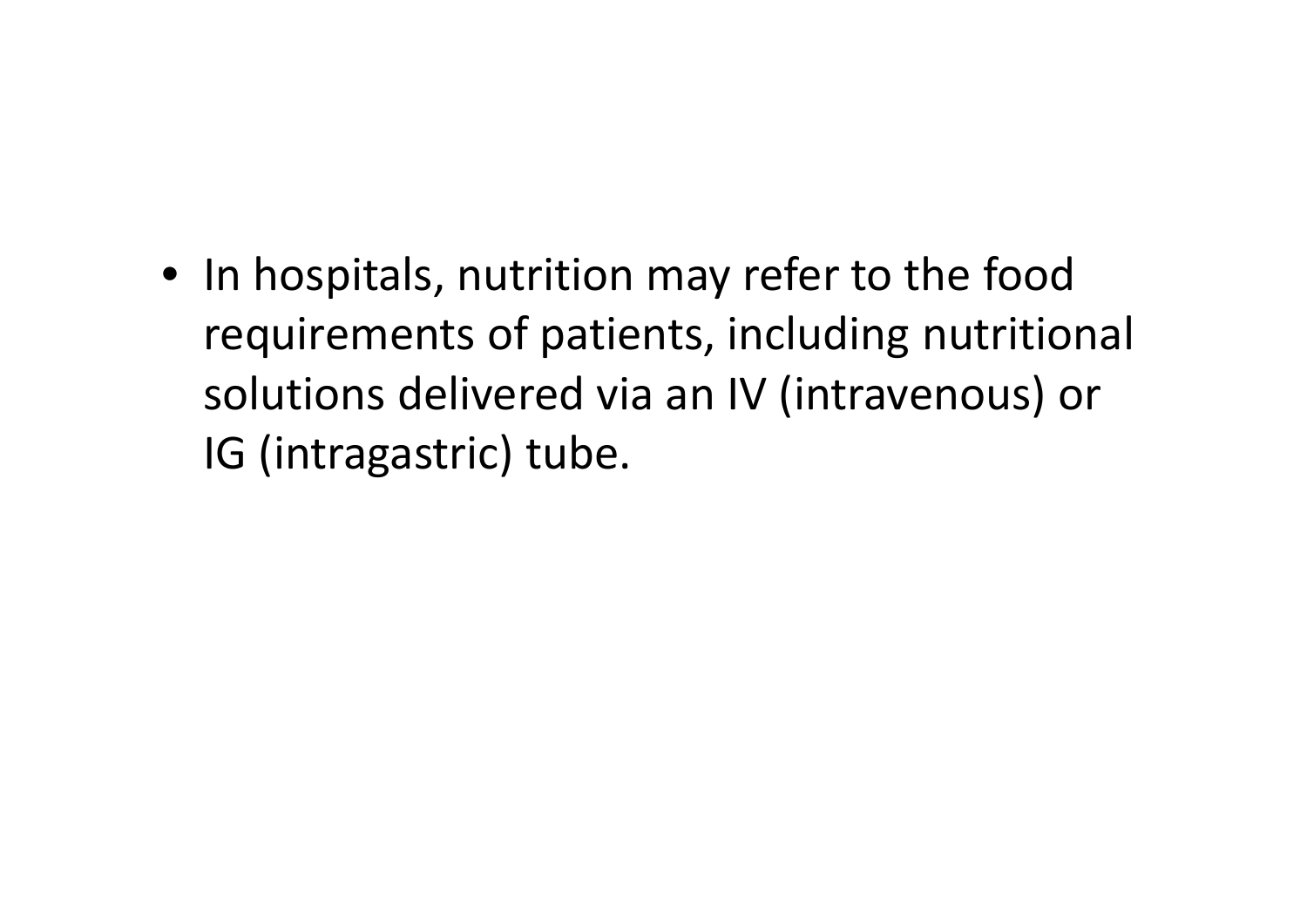- In hospitals, nutrition may refer to the food requirements of patients, including nutritional solutions delivered via an IV (intravenous) or IG (intragastric) tube.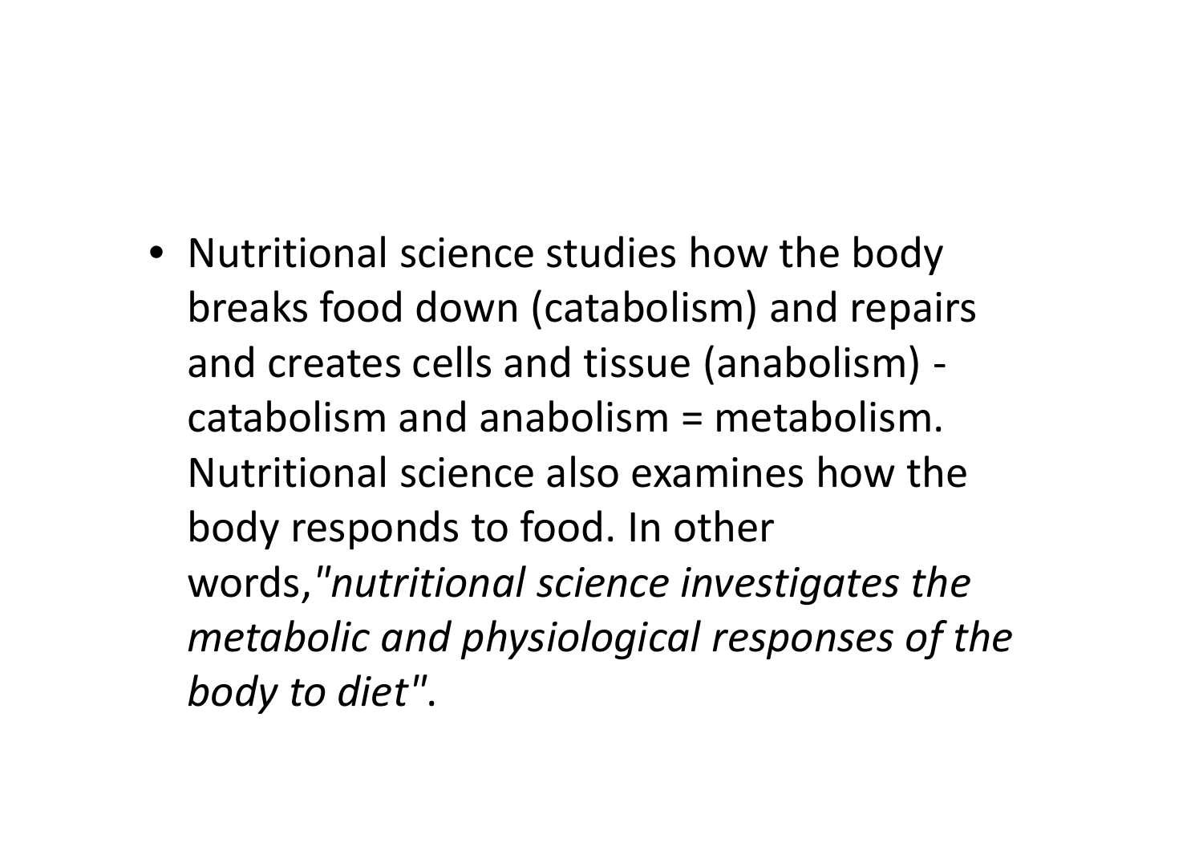- Nutritional science studies how the body breaks food down (catabolism) and repairs and creates cells and tissue (anabolism) - catabolism and anabolism = metabolism. Nutritional science also examines how the body responds to food. In other words,*"nutritional science investigates the metabolic and physiological responses of the body to diet"*.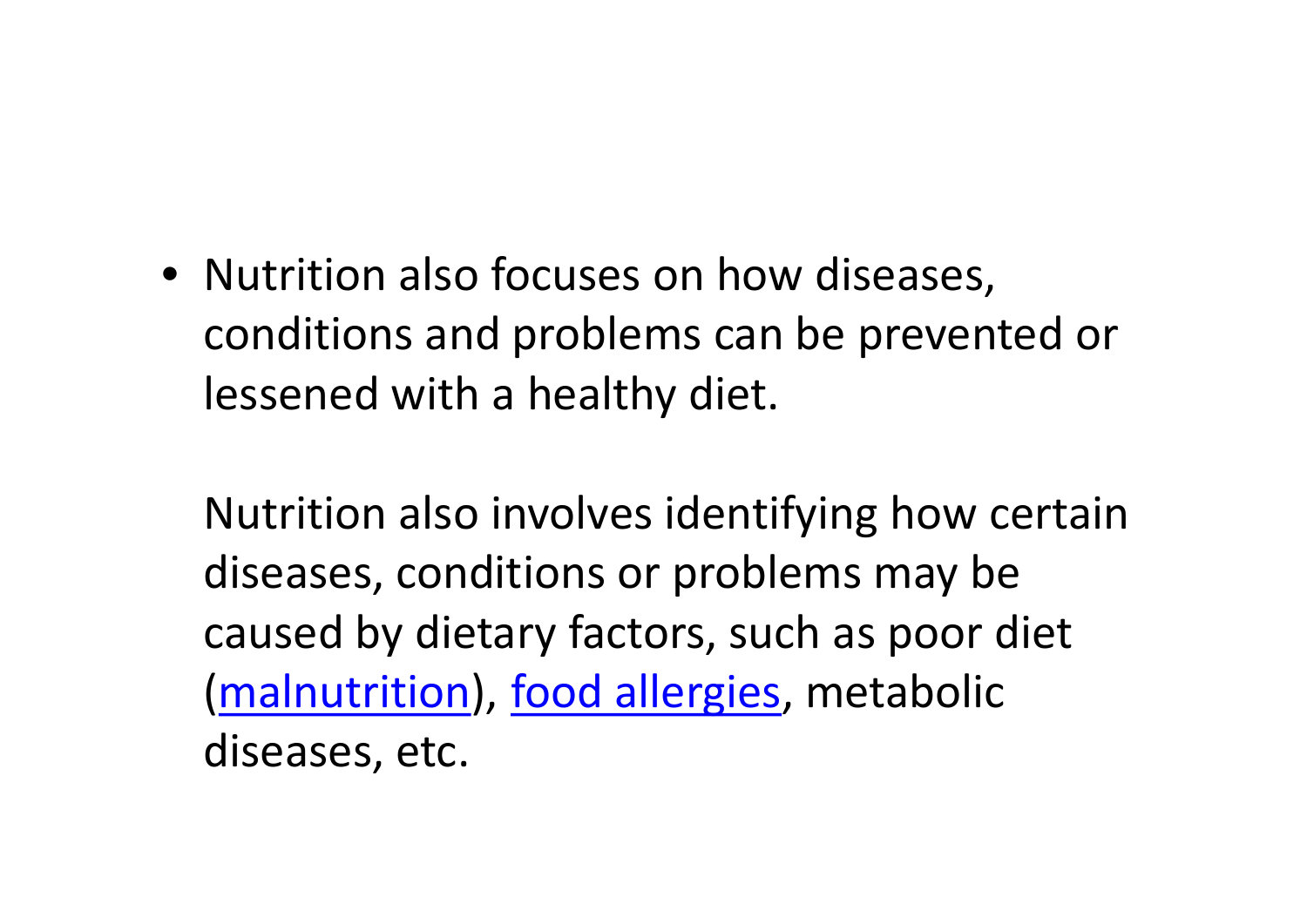- Nutrition also focuses on how diseases, conditions and problems can be prevented or lessened with a healthy diet.

  Nutrition also involves identifying how certain diseases, conditions or problems may be caused by dietary factors, such as poor diet (malnutrition), food allergies, metabolic diseases, etc.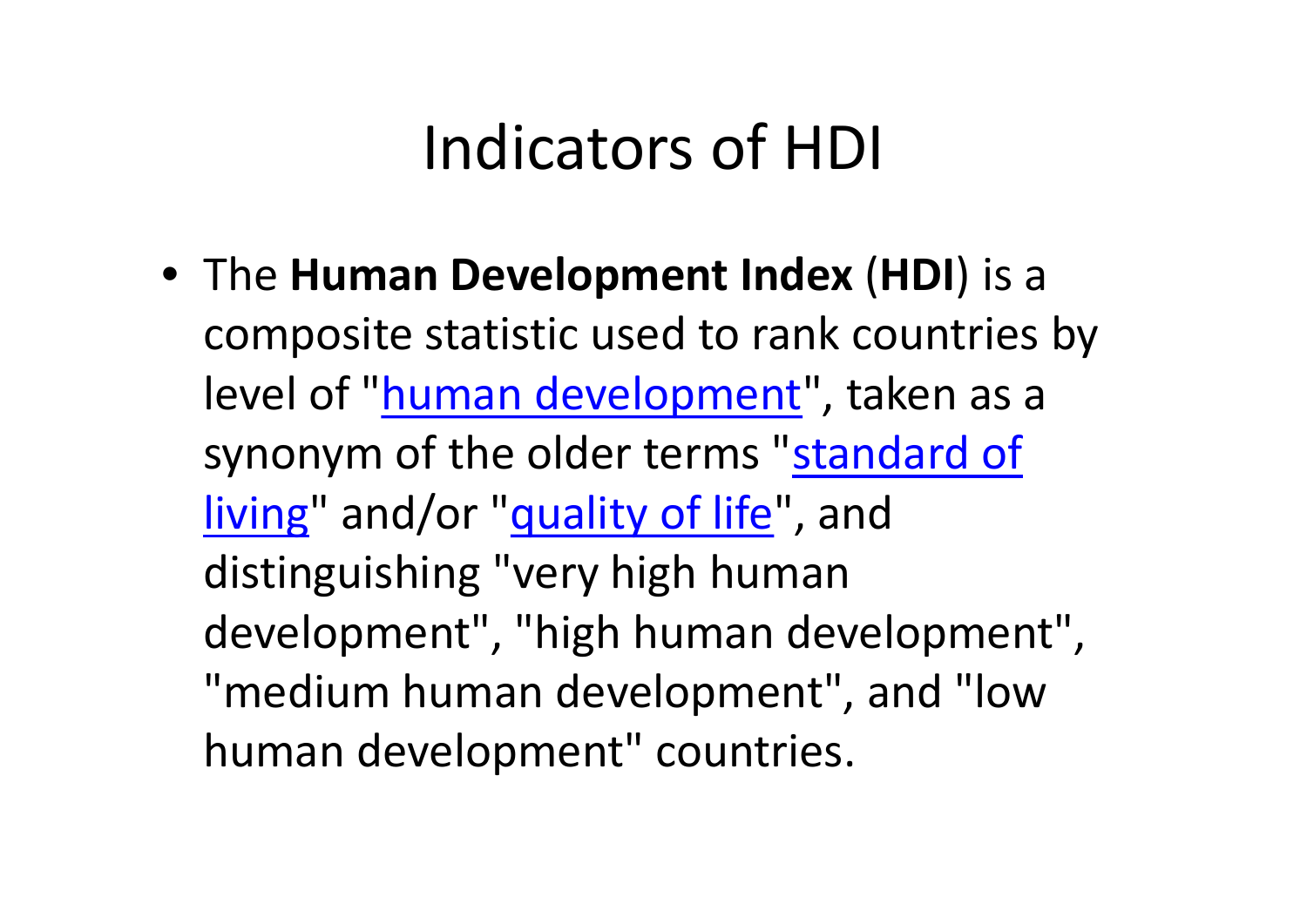# Indicators of HDI

- The **Human Development Index** (**HDI**) is a composite statistic used to rank countries by level of "human development", taken as a synonym of the older terms "standard of living" and/or "quality of life", and distinguishing "very high human development", "high human development", "medium human development", and "low human development" countries.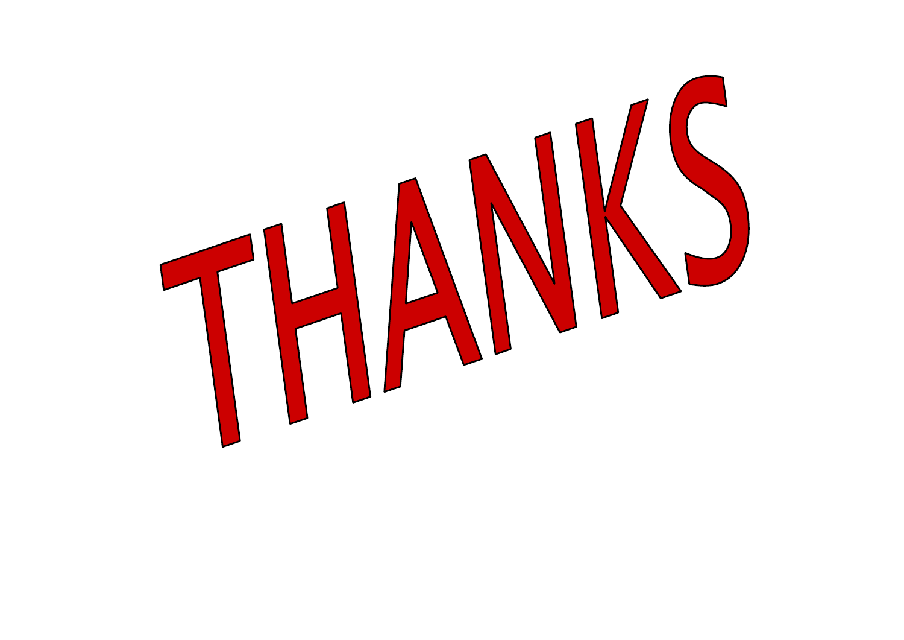# THANKS